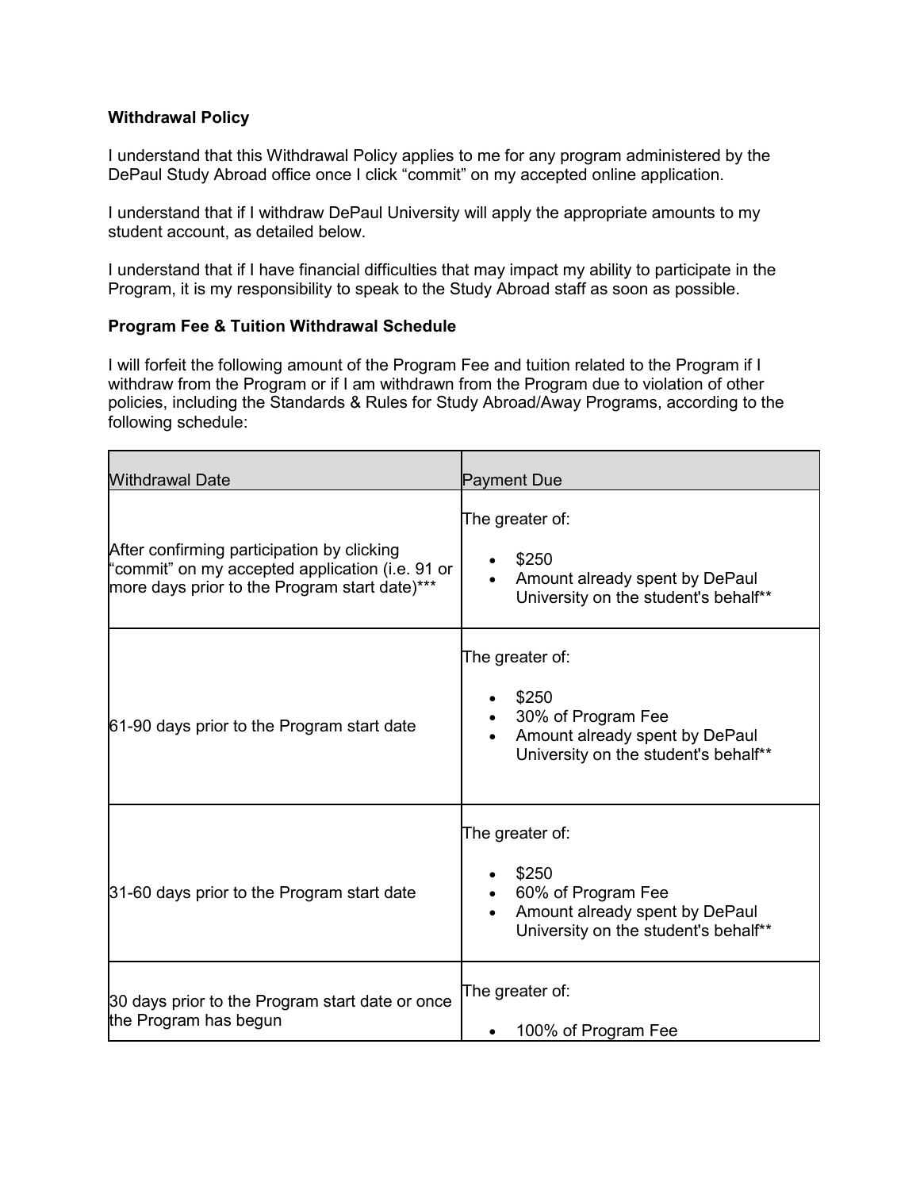**Withdrawal Policy**

I understand that this Withdrawal Policy applies to me for any program administered by the DePaul Study Abroad office once I click "commit" on my accepted online application.

I understand that if I withdraw DePaul University will apply the appropriate amounts to my student account, as detailed below.

I understand that if I have financial difficulties that may impact my ability to participate in the Program, it is my responsibility to speak to the Study Abroad staff as soon as possible.

**Program Fee & Tuition Withdrawal Schedule**

I will forfeit the following amount of the Program Fee and tuition related to the Program if I withdraw from the Program or if I am withdrawn from the Program due to violation of other policies, including the Standards & Rules for Study Abroad/Away Programs, according to the following schedule:

| Withdrawal Date | Payment Due |
| --- | --- |
| After confirming participation by clicking "commit" on my accepted application (i.e. 91 or more days prior to the Program start date)*** | The greater of:<br>• $250<br>• Amount already spent by DePaul University on the student's behalf** |
| 61-90 days prior to the Program start date | The greater of:<br>• $250<br>• 30% of Program Fee<br>• Amount already spent by DePaul University on the student's behalf** |
| 31-60 days prior to the Program start date | The greater of:<br>• $250<br>• 60% of Program Fee<br>• Amount already spent by DePaul University on the student's behalf** |
| 30 days prior to the Program start date or once the Program has begun | The greater of:<br>• 100% of Program Fee |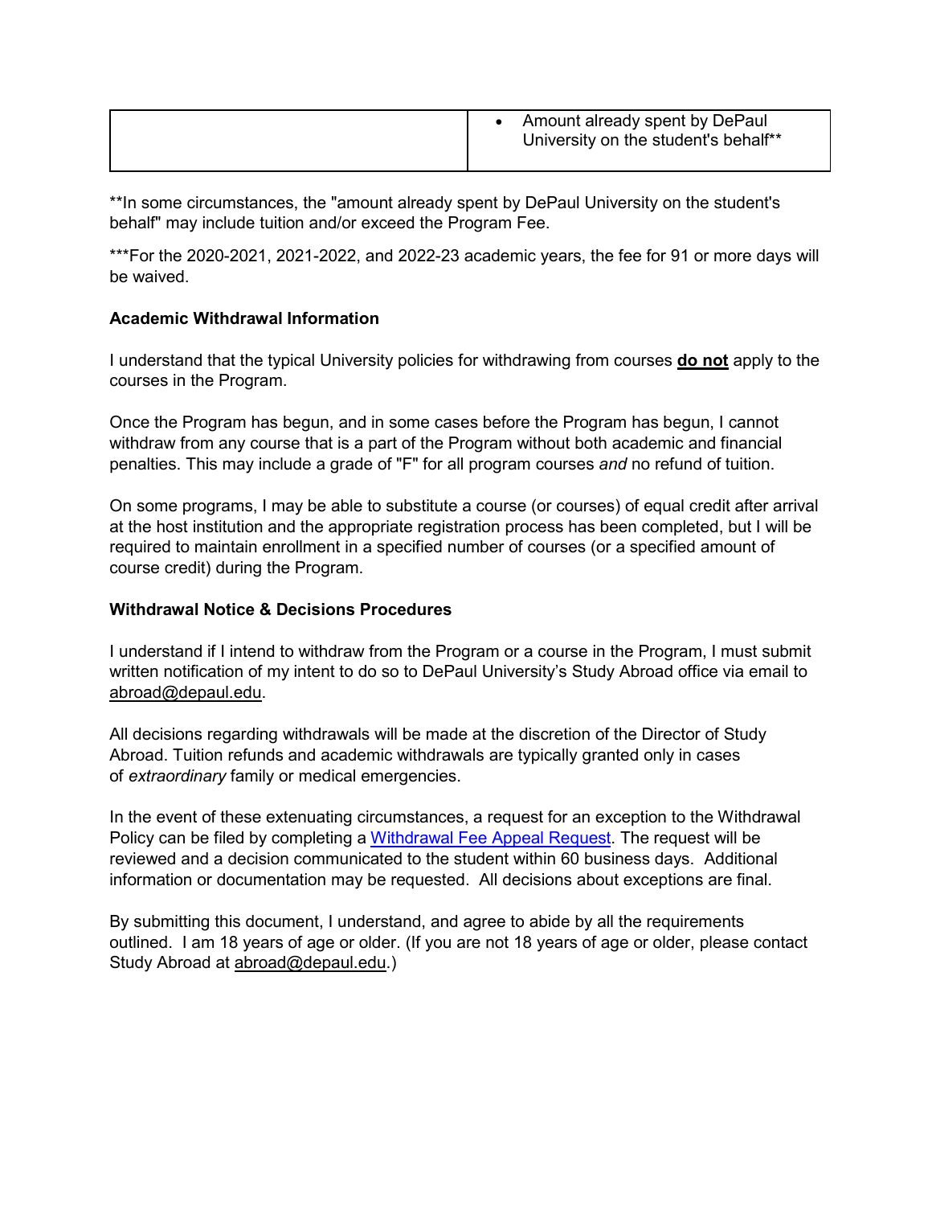| | |
|---|---|
| | • Amount already spent by DePaul University on the student's behalf** |

**In some circumstances, the "amount already spent by DePaul University on the student's behalf" may include tuition and/or exceed the Program Fee.

***For the 2020-2021, 2021-2022, and 2022-23 academic years, the fee for 91 or more days will be waived.

**Academic Withdrawal Information**

I understand that the typical University policies for withdrawing from courses **do not** apply to the courses in the Program.

Once the Program has begun, and in some cases before the Program has begun, I cannot withdraw from any course that is a part of the Program without both academic and financial penalties. This may include a grade of "F" for all program courses *and* no refund of tuition.

On some programs, I may be able to substitute a course (or courses) of equal credit after arrival at the host institution and the appropriate registration process has been completed, but I will be required to maintain enrollment in a specified number of courses (or a specified amount of course credit) during the Program.

**Withdrawal Notice & Decisions Procedures**

I understand if I intend to withdraw from the Program or a course in the Program, I must submit written notification of my intent to do so to DePaul University's Study Abroad office via email to abroad@depaul.edu.

All decisions regarding withdrawals will be made at the discretion of the Director of Study Abroad. Tuition refunds and academic withdrawals are typically granted only in cases of *extraordinary* family or medical emergencies.

In the event of these extenuating circumstances, a request for an exception to the Withdrawal Policy can be filed by completing a Withdrawal Fee Appeal Request. The request will be reviewed and a decision communicated to the student within 60 business days. Additional information or documentation may be requested. All decisions about exceptions are final.

By submitting this document, I understand, and agree to abide by all the requirements outlined. I am 18 years of age or older. (If you are not 18 years of age or older, please contact Study Abroad at abroad@depaul.edu.)